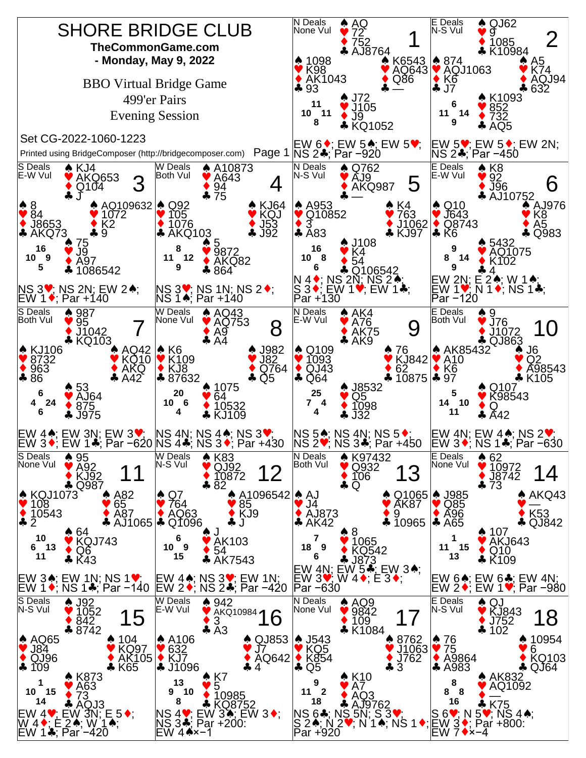# SHORE BRIDGE CLUB

**TheCommonGame.com**

**- Monday, May 9, 2022**

BBO Virtual Bridge Game

499'er Pairs

Evening Session

Set CG-2022-1060-1223

Printed using BridgeComposer (http://bridgecomposer.com)

---

## Board 1

N Deals, None Vul

North: ♠ AQ ♥ 72 ♦ 752 ♣ AJ8764

West: ♠ 1098 ♥ K98 ♦ AK1043 ♣ 93

East: ♠ K6543 ♥ AQ643 ♦ Q86 ♣ —

South: ♠ J72 ♥ J105 ♦ J9 ♣ KQ1052

HCP: N 11, W 10, E 11, S 8

EW 6♦; EW 5♠; EW 5♥; NS 2♣; Par −920

## Board 2

E Deals, N-S Vul

North: ♠ QJ62 ♥ 9 ♦ 1085 ♣ K10984

West: ♠ 874 ♥ AQJ1063 ♦ K6 ♣ J7

East: ♠ A5 ♥ K74 ♦ AQJ94 ♣ 632

South: ♠ K1093 ♥ 852 ♦ 732 ♣ AQ5

HCP: N 6, W 11, E 14, S 9

EW 5♥; EW 5♦; EW 2N; NS 2♣; Par −450

## Board 3

S Deals, E-W Vul

North: ♠ KJ4 ♥ AKQ653 ♦ Q104 ♣ J

West: ♠ 8 ♥ 84 ♦ J8653 ♣ AKQ73

East: ♠ AQ109632 ♥ 1072 ♦ K2 ♣ 9

South: ♠ 75 ♥ J9 ♦ A97 ♣ 1086542

HCP: N 16, W 10, E 9, S 5

NS 3♥; NS 2N; EW 2♠; EW 1♦; Par +140

## Board 4

W Deals, Both Vul

North: ♠ A10873 ♥ A643 ♦ 94 ♣ 75

West: ♠ Q92 ♥ 105 ♦ 1076 ♣ AKQ103

East: ♠ KJ64 ♥ KQJ ♦ J53 ♣ J92

South: ♠ 5 ♥ 9872 ♦ AKQ82 ♣ 864

HCP: N 8, W 11, E 12, S 9

NS 3♥; NS 1N; NS 2♦; NS 1♠; Par +140

## Board 5

N Deals, N-S Vul

North: ♠ Q762 ♥ AJ9 ♦ AKQ987 ♣ —

West: ♠ A953 ♥ Q10852 ♦ 3 ♣ A83

East: ♠ K4 ♥ 763 ♦ J1062 ♣ KJ97

South: ♠ J108 ♥ K4 ♦ 54 ♣ Q106542

HCP: N 16, W 10, E 8, S 6

N 4♦; NS 2N; NS 2♠; S 3♦; EW 1♥; EW 1♣; Par +130

## Board 6

E Deals, E-W Vul

North: ♠ K8 ♥ 92 ♦ J96 ♣ AJ10752

West: ♠ Q10 ♥ J643 ♦ Q8743 ♣ K6

East: ♠ AJ976 ♥ K8 ♦ A5 ♣ Q983

South: ♠ 5432 ♥ AQ1075 ♦ K102 ♣ 4

HCP: N 9, W 8, E 14, S 9

EW 2N; E 2♠; W 1♠; EW 1♥; N 1♦; NS 1♣; Par −120

## Board 7

S Deals, Both Vul

North: ♠ 987 ♥ 95 ♦ J1042 ♣ KQ103

West: ♠ KJ106 ♥ 8732 ♦ 963 ♣ 86

East: ♠ AQ42 ♥ KQ10 ♦ AKQ ♣ A42

South: ♠ 53 ♥ AJ64 ♦ 875 ♣ J975

HCP: N 6, W 4, E 24, S 6

EW 4♠; EW 3N; EW 3♥; EW 3♦; EW 1♣; Par −620

## Board 8

W Deals, None Vul

North: ♠ AQ43 ♥ AQ753 ♦ A9 ♣ A4

West: ♠ K6 ♥ K109 ♦ KJ8 ♣ 87632

East: ♠ J982 ♥ J82 ♦ Q764 ♣ Q5

South: ♠ 1075 ♥ 64 ♦ 10532 ♣ KJ109

HCP: N 20, W 10, E 6, S 4

NS 4N; NS 4♠; NS 3♥; NS 4♣; NS 3♦; Par +430

## Board 9

N Deals, E-W Vul

North: ♠ AK4 ♥ A76 ♦ AK75 ♣ AK9

West: ♠ Q109 ♥ 1093 ♦ QJ43 ♣ Q64

East: ♠ 76 ♥ KJ842 ♦ 62 ♣ 10875

South: ♠ J8532 ♥ Q5 ♦ 1098 ♣ J32

HCP: N 25, W 7, E 4, S 4

NS 5♠; NS 4N; NS 5♦; NS 2♥; NS 3♣; Par +450

## Board 10

E Deals, Both Vul

North: ♠ 9 ♥ J76 ♦ J1072 ♣ QJ863

West: ♠ AK85432 ♥ A10 ♦ K6 ♣ 97

East: ♠ J6 ♥ Q2 ♦ A98543 ♣ K105

South: ♠ Q107 ♥ K98543 ♦ Q ♣ A42

HCP: N 5, W 14, E 10, S 11

EW 4N; EW 4♠; NS 2♥; EW 3♦; NS 1♣; Par −630

## Board 11

S Deals, None Vul

North: ♠ 95 ♥ A92 ♦ KJ92 ♣ Q987

West: ♠ KQJ1073 ♥ 108 ♦ 10543 ♣ 2

East: ♠ A82 ♥ 65 ♦ A87 ♣ AJ1065

South: ♠ 64 ♥ KQJ743 ♦ Q6 ♣ K43

HCP: N 10, W 6, E 13, S 11

EW 3♠; EW 1N; NS 1♥; EW 1♦; NS 1♣; Par −140

## Board 12

W Deals, N-S Vul

North: ♠ K83 ♥ QJ92 ♦ 10872 ♣ 82

West: ♠ Q7 ♥ 764 ♦ AQ63 ♣ Q1096

East: ♠ A1096542 ♥ 85 ♦ KJ9 ♣ J

South: ♠ J ♥ AK103 ♦ 54 ♣ AK7543

HCP: N 6, W 10, E 9, S 15

EW 4♠; NS 3♥; EW 1N; EW 2♦; NS 2♣; Par −420

## Board 13

N Deals, Both Vul

North: ♠ K97432 ♥ Q932 ♦ 106 ♣ Q

West: ♠ AJ ♥ J4 ♦ AJ873 ♣ AK42

East: ♠ Q1065 ♥ AK87 ♦ 9 ♣ 10965

South: ♠ 8 ♥ 1065 ♦ KQ542 ♣ J873

HCP: N 7, W 18, E 9, S 6

EW 4N; EW 5♣; EW 3♠; EW 3♥; W 4♦; E 3♦; Par −630

## Board 14

E Deals, None Vul

North: ♠ 62 ♥ 10972 ♦ J8742 ♣ 73

West: ♠ J985 ♥ Q85 ♦ A96 ♣ A65

East: ♠ AKQ43 ♥ — ♦ K53 ♣ QJ842

South: ♠ 107 ♥ AKJ643 ♦ Q10 ♣ K109

HCP: N 1, W 11, E 15, S 13

EW 6♠; EW 6♣; EW 4N; EW 2♦; EW 1♥; Par −980

## Board 15

S Deals, N-S Vul

North: ♠ J92 ♥ 1052 ♦ 842 ♣ 8742

West: ♠ AQ65 ♥ J84 ♦ QJ96 ♣ 109

East: ♠ 104 ♥ KQ97 ♦ AK105 ♣ K65

South: ♠ K873 ♥ A63 ♦ 73 ♣ AQJ3

HCP: N 1, W 10, E 15, S 14

EW 4♥; EW 3N; E 5♦; W 4♦; E 2♠; W 1♠; EW 1♣; Par −420

## Board 16

W Deals, E-W Vul

North: ♠ 942 ♥ AKQ10984 ♦ 3 ♣ A3

West: ♠ A106 ♥ 632 ♦ KJ7 ♣ J1096

East: ♠ QJ853 ♥ J7 ♦ AQ642 ♣ 4

South: ♠ K7 ♥ 5 ♦ 10985 ♣ KQ8752

HCP: N 13, W 9, E 10, S 8

NS 4♥; EW 3♠; EW 3♦; NS 3♣; Par +200: EW 4♠×−1

## Board 17

N Deals, None Vul

North: ♠ AQ9 ♥ 9842 ♦ 109 ♣ K1084

West: ♠ J543 ♥ KQ5 ♦ K854 ♣ Q5

East: ♠ 8762 ♥ J1063 ♦ J762 ♣ 3

South: ♠ K10 ♥ A7 ♦ AQ3 ♣ AJ9762

HCP: N 9, W 11, E 2, S 18

NS 6♣; NS 5N; S 3♥; S 2♠; N 2♥; N 1♠; NS 1♦; Par +920

## Board 18

E Deals, N-S Vul

North: ♠ QJ ♥ KJ843 ♦ J752 ♣ 102

West: ♠ 76 ♥ 75 ♦ A9864 ♣ A983

East: ♠ 10954 ♥ 6 ♦ KQ103 ♣ QJ64

South: ♠ AK832 ♥ AQ1092 ♦ — ♣ K75

HCP: N 8, W 8, E 8, S 16

S 6♥; N 5♥; NS 4♠; EW 3♦; Par +800: EW 7♦×−4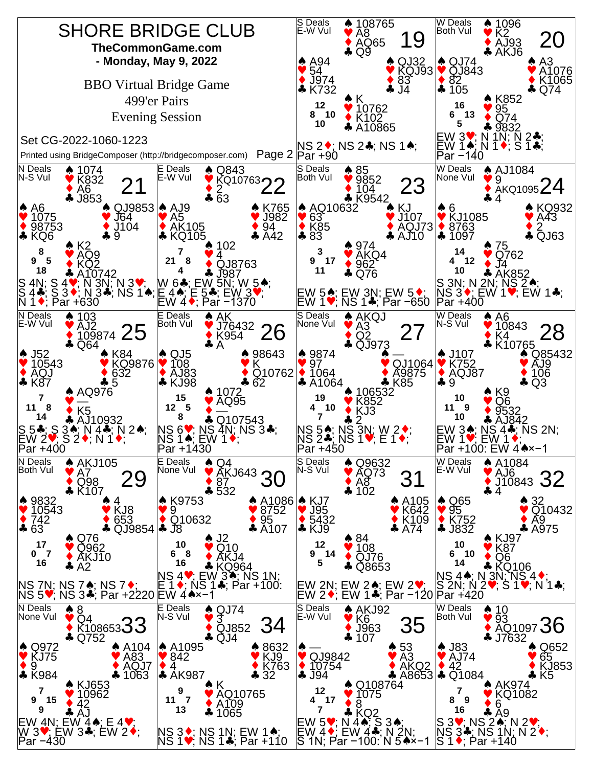# SHORE BRIDGE CLUB

**TheCommonGame.com**

**- Monday, May 9, 2022**

BBO Virtual Bridge Game

499'er Pairs

Evening Session

Set CG-2022-1060-1223

Printed using BridgeComposer (http://bridgecomposer.com)

---

## Board 19

S Deals, E-W Vul

North: ♠ 108765 ♥ A8 ♦ AQ65 ♣ Q9

West: ♠ A94 ♥ 54 ♦ J974 ♣ K732

East: ♠ QJ32 ♥ KQJ93 ♦ 83 ♣ J4

South: ♠ K ♥ 10762 ♦ K102 ♣ A10865

HCP: N 12, W 8, E 10, S 10

NS 2♦; NS 2♣; NS 1♠; Par +90

## Board 20

W Deals, Both Vul

North: ♠ 1096 ♥ K2 ♦ AJ93 ♣ AKJ6

West: ♠ QJ74 ♥ QJ843 ♦ 82 ♣ 105

East: ♠ A3 ♥ A1076 ♦ K1065 ♣ Q74

South: ♠ K852 ♥ 95 ♦ Q74 ♣ 9832

HCP: N 16, W 6, E 13, S 5

EW 3♥; N 1N; N 2♣; EW 1♠; N 1♦; S 1♣; Par −140

## Board 21

N Deals, N-S Vul

North: ♠ 1074 ♥ K832 ♦ A6 ♣ J853

West: ♠ A6 ♥ 1075 ♦ 98753 ♣ KQ6

East: ♠ QJ9853 ♥ J64 ♦ J104 ♣ 9

South: ♠ K2 ♥ AQ9 ♦ KQ2 ♣ A10742

HCP: N 8, W 9, E 5, S 18

S 4N; S 4♥; N 3N; N 3♥; S 4♣; S 3♦; N 3♣; NS 1♠; N 1♦; Par +630

## Board 22

E Deals, E-W Vul

North: ♠ Q843 ♥ KQ10763 ♦ 2 ♣ 63

West: ♠ AJ9 ♥ A5 ♦ AK105 ♣ KQ105

East: ♠ K765 ♥ J982 ♦ 94 ♣ A42

South: ♠ 102 ♥ 4 ♦ QJ8763 ♣ J987

HCP: N 7, W 21, E 8, S 4

W 6♣; EW 5N; W 5♠; E 4♠; E 5♣; EW 3♥; EW 4♦; Par −1370

## Board 23

S Deals, Both Vul

North: ♠ 85 ♥ 9852 ♦ 104 ♣ K9542

West: ♠ AQ10632 ♥ 63 ♦ K85 ♣ 83

East: ♠ KJ ♥ J107 ♦ AQJ73 ♣ AJ10

South: ♠ 974 ♥ AKQ4 ♦ 962 ♣ Q76

HCP: N 3, W 9, E 17, S 11

EW 5♠; EW 3N; EW 5♦; EW 1♥; NS 1♣; Par −650

## Board 24

W Deals, None Vul

North: ♠ AJ1084 ♥ 9 ♦ AKQ1095 ♣ 4

West: ♠ 6 ♥ KJ1085 ♦ 8763 ♣ 1097

East: ♠ KQ932 ♥ A43 ♦ 2 ♣ QJ63

South: ♠ 75 ♥ Q762 ♦ J4 ♣ AK852

HCP: N 14, W 4, E 12, S 10

S 3N; N 2N; NS 2♠; NS 3♦; EW 1♥; EW 1♣; Par +400

## Board 25

N Deals, E-W Vul

North: ♠ 103 ♥ AJ2 ♦ 109874 ♣ Q64

West: ♠ J52 ♥ 10543 ♦ AQJ ♣ K87

East: ♠ K84 ♥ KQ9876 ♦ 632 ♣ 5

South: ♠ AQ976 ♥ — ♦ K5 ♣ AJ10932

HCP: N 7, W 11, E 8, S 14

S 5♣; S 3♠; N 4♣; N 2♠; EW 2♥; S 2♦; N 1♦; Par +400

## Board 26

E Deals, Both Vul

North: ♠ AK ♥ J76432 ♦ K954 ♣ A

West: ♠ QJ5 ♥ 108 ♦ AJ83 ♣ KJ98

East: ♠ 98643 ♥ K ♦ Q10762 ♣ 62

South: ♠ 1072 ♥ AQ95 ♦ — ♣ Q107543

HCP: N 15, W 12, E 5, S 8

NS 6♥; NS 4N; NS 3♣; NS 1♠; EW 1♦; Par +1430

## Board 27

S Deals, None Vul

North: ♠ AKQJ ♥ A3 ♦ Q2 ♣ QJ973

West: ♠ 9874 ♥ 97 ♦ 1064 ♣ A1064

East: ♠ — ♥ QJ1064 ♦ A9875 ♣ K85

South: ♠ 106532 ♥ K852 ♦ KJ3 ♣ 2

HCP: N 19, W 4, E 10, S 7

NS 5♠; NS 3N; W 2♦; NS 2♣; NS 1♥; E 1♦; Par +450

## Board 28

W Deals, N-S Vul

North: ♠ A6 ♥ 10843 ♦ K4 ♣ K10765

West: ♠ J107 ♥ K752 ♦ AQJ87 ♣ 9

East: ♠ Q85432 ♥ AJ9 ♦ 106 ♣ Q3

South: ♠ K9 ♥ Q6 ♦ 9532 ♣ AJ842

HCP: N 10, W 11, E 9, S 10

EW 3♠; NS 4♣; NS 2N; EW 1♥; EW 1♦; Par +100: EW 4♠×−1

## Board 29

N Deals, Both Vul

North: ♠ AKJ105 ♥ A7 ♦ Q98 ♣ K107

West: ♠ 9832 ♥ 10543 ♦ 742 ♣ 63

East: ♠ 4 ♥ KJ8 ♦ 653 ♣ QJ9854

South: ♠ Q76 ♥ Q962 ♦ AKJ10 ♣ A2

HCP: N 17, W 0, E 7, S 16

NS 7N; NS 7♠; NS 7♦; NS 5♥; NS 3♣; Par +2220

## Board 30

E Deals, None Vul

North: ♠ Q4 ♥ AKJ643 ♦ 87 ♣ 532

West: ♠ K9753 ♥ 9 ♦ Q10632 ♣ J8

East: ♠ A1086 ♥ 8752 ♦ 95 ♣ A107

South: ♠ J2 ♥ Q10 ♦ AKJ4 ♣ KQ964

HCP: N 10, W 6, E 8, S 16

NS 4♥; EW 3♠; NS 1N; E 1♦; NS 1♣; Par +100: EW 4♠×−1

## Board 31

S Deals, N-S Vul

North: ♠ Q9632 ♥ AQ73 ♦ A8 ♣ 102

West: ♠ KJ7 ♥ J95 ♦ 5432 ♣ KJ9

East: ♠ A105 ♥ K642 ♦ K109 ♣ A74

South: ♠ 84 ♥ 108 ♦ QJ76 ♣ Q8653

HCP: N 12, W 9, E 14, S 5

EW 2N; EW 2♠; EW 2♥; EW 2♦; EW 1♣; Par −120

## Board 32

W Deals, E-W Vul

North: ♠ A1084 ♥ AJ6 ♦ J10843 ♣ 4

West: ♠ Q65 ♥ 95 ♦ K752 ♣ J832

East: ♠ 32 ♥ Q10432 ♦ A9 ♣ A975

South: ♠ KJ97 ♥ K87 ♦ Q6 ♣ KQ106

HCP: N 10, W 6, E 10, S 14

NS 4♠; N 3N; NS 4♦; S 2N; N 2♥; S 1♥; N 1♣; Par +420

## Board 33

N Deals, None Vul

North: ♠ 8 ♥ Q4 ♦ K108653 ♣ Q752

West: ♠ Q972 ♥ KJ75 ♦ 9 ♣ K984

East: ♠ A104 ♥ A83 ♦ AQJ7 ♣ 1063

South: ♠ KJ653 ♥ 10962 ♦ 42 ♣ AJ

HCP: N 7, W 9, E 15, S 9

EW 4N; EW 4♠; E 4♥; W 3♥; EW 3♣; EW 2♦; Par −430

## Board 34

E Deals, N-S Vul

North: ♠ QJ74 ♥ 3 ♦ QJ852 ♣ QJ4

West: ♠ A1095 ♥ 842 ♦ 4 ♣ AK987

East: ♠ 8632 ♥ KJ9 ♦ K763 ♣ 32

South: ♠ K ♥ AQ10765 ♦ A109 ♣ 1065

HCP: N 9, W 11, E 7, S 13

NS 3♦; NS 1N; EW 1♠; NS 1♥; NS 1♣; Par +110

## Board 35

S Deals, E-W Vul

North: ♠ AKJ92 ♥ K6 ♦ J963 ♣ 107

West: ♠ — ♥ QJ9842 ♦ 10754 ♣ J94

East: ♠ 53 ♥ A3 ♦ AKQ2 ♣ A8653

South: ♠ Q108764 ♥ 1075 ♦ 8 ♣ KQ2

HCP: N 12, W 4, E 17, S 7

EW 5♥; N 4♠; S 3♠; EW 4♦; EW 4♣; N 2N; S 1N; Par −100: N 5♠×−1

## Board 36

W Deals, Both Vul

North: ♠ 10 ♥ 93 ♦ AQ1097 ♣ J7632

West: ♠ J83 ♥ AJ74 ♦ 42 ♣ Q1084

East: ♠ Q652 ♥ 65 ♦ KJ853 ♣ K5

South: ♠ AK974 ♥ KQ1082 ♦ 6 ♣ A9

HCP: N 7, W 8, E 9, S 16

S 3♥; NS 2♠; N 2♥; NS 3♣; NS 1N; N 2♦; S 1♦; Par +140